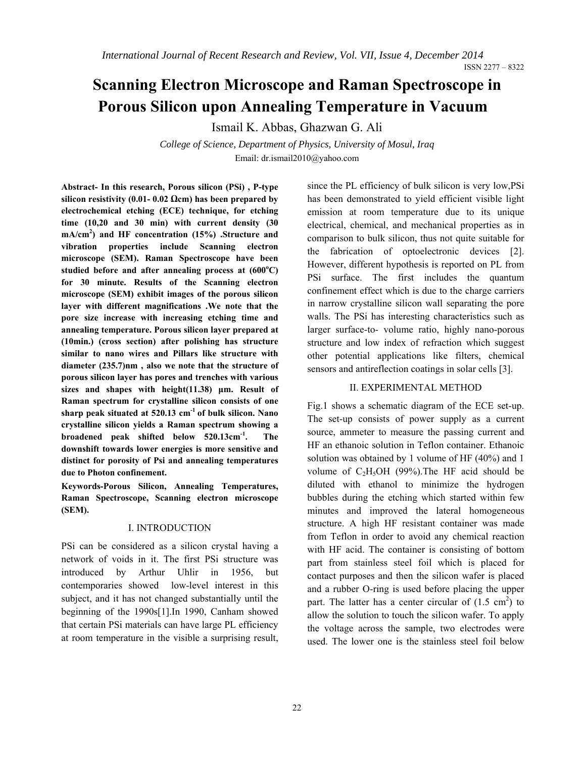# Scanning Electron Microscope and Raman Spectroscope in Porous Silicon upon Annealing Temperature in Vacuum

Ismail K. Abbas, Ghazwan G. Ali

*College of Science, Department of Physics, University of Mosul, Iraq*

Email: dr.ismail2010@yahoo.com

**Abstract- In this research, Porous silicon (PSi) , P-type silicon resistivity (0.01- 0.02 Ωcm) has been prepared by electrochemical etching (ECE) technique, for etching time (10,20 and 30 min) with current density (30 mA/cm$^2$) and HF concentration (15%) .Structure and vibration properties include Scanning electron microscope (SEM). Raman Spectroscope have been studied before and after annealing process at (600$^o$C) for 30 minute. Results of the Scanning electron microscope (SEM) exhibit images of the porous silicon layer with different magnifications .We note that the pore size increase with increasing etching time and annealing temperature. Porous silicon layer prepared at (10min.) (cross section) after polishing has structure similar to nano wires and Pillars like structure with diameter (235.7)nm , also we note that the structure of porous silicon layer has pores and trenches with various sizes and shapes with height(11.38) µm. Result of Raman spectrum for crystalline silicon consists of one sharp peak situated at 520.13 cm$^{-1}$ of bulk silicon. Nano crystalline silicon yields a Raman spectrum showing a broadened peak shifted below 520.13cm$^{-1}$. The downshift towards lower energies is more sensitive and distinct for porosity of Psi and annealing temperatures due to Photon confinement.**

**Keywords-Porous Silicon, Annealing Temperatures, Raman Spectroscope, Scanning electron microscope (SEM).**

## I. INTRODUCTION

PSi can be considered as a silicon crystal having a network of voids in it. The first PSi structure was introduced by Arthur Uhlir in 1956, but contemporaries showed low-level interest in this subject, and it has not changed substantially until the beginning of the 1990s[1].In 1990, Canham showed that certain PSi materials can have large PL efficiency at room temperature in the visible a surprising result, since the PL efficiency of bulk silicon is very low,PSi has been demonstrated to yield efficient visible light emission at room temperature due to its unique electrical, chemical, and mechanical properties as in comparison to bulk silicon, thus not quite suitable for the fabrication of optoelectronic devices [2]. However, different hypothesis is reported on PL from PSi surface. The first includes the quantum confinement effect which is due to the charge carriers in narrow crystalline silicon wall separating the pore walls. The PSi has interesting characteristics such as larger surface-to- volume ratio, highly nano-porous structure and low index of refraction which suggest other potential applications like filters, chemical sensors and antireflection coatings in solar cells [3].

## II. EXPERIMENTAL METHOD

Fig.1 shows a schematic diagram of the ECE set-up. The set-up consists of power supply as a current source, ammeter to measure the passing current and HF an ethanoic solution in Teflon container. Ethanoic solution was obtained by 1 volume of HF (40%) and 1 volume of $C_2H_5OH$ (99%).The HF acid should be diluted with ethanol to minimize the hydrogen bubbles during the etching which started within few minutes and improved the lateral homogeneous structure. A high HF resistant container was made from Teflon in order to avoid any chemical reaction with HF acid. The container is consisting of bottom part from stainless steel foil which is placed for contact purposes and then the silicon wafer is placed and a rubber O-ring is used before placing the upper part. The latter has a center circular of (1.5 cm$^2$) to allow the solution to touch the silicon wafer. To apply the voltage across the sample, two electrodes were used. The lower one is the stainless steel foil below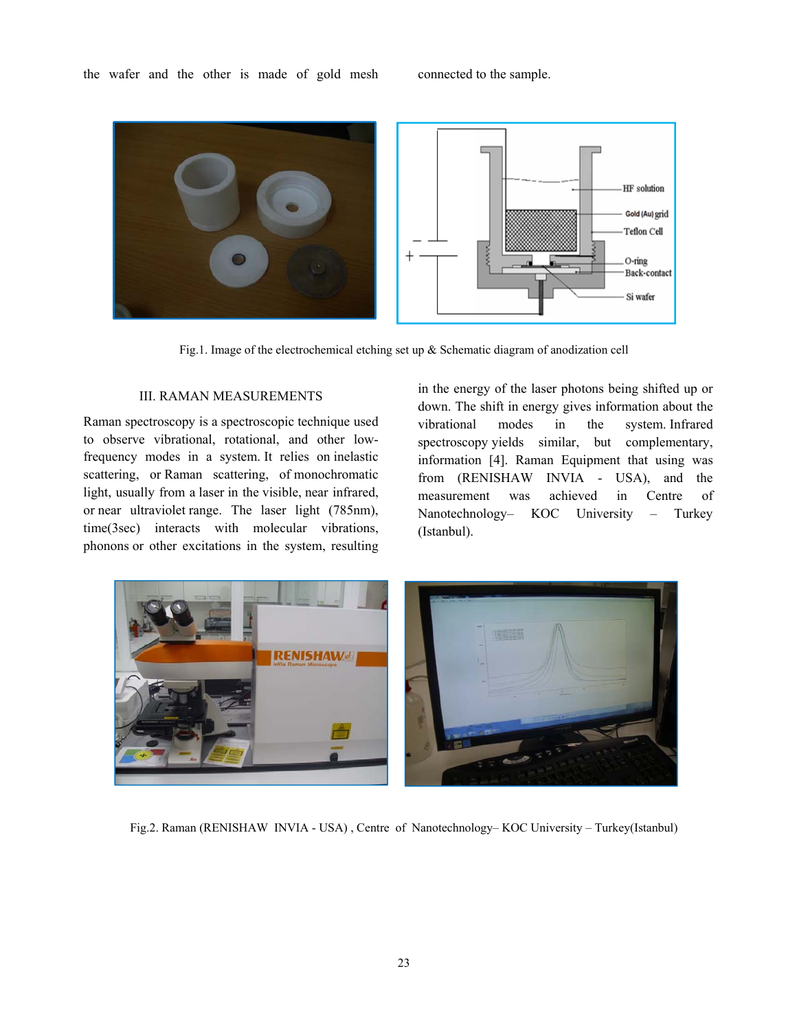the wafer and the other is made of gold mesh connected to the sample.

Fig.1. Image of the electrochemical etching set up & Schematic diagram of anodization cell

## III. RAMAN MEASUREMENTS

Raman spectroscopy is a spectroscopic technique used to observe vibrational, rotational, and other low-frequency modes in a system. It relies on inelastic scattering, or Raman scattering, of monochromatic light, usually from a laser in the visible, near infrared, or near ultraviolet range. The laser light (785nm), time(3sec) interacts with molecular vibrations, phonons or other excitations in the system, resulting in the energy of the laser photons being shifted up or down. The shift in energy gives information about the vibrational modes in the system. Infrared spectroscopy yields similar, but complementary, information [4]. Raman Equipment that using was from (RENISHAW INVIA - USA), and the measurement was achieved in Centre of Nanotechnology– KOC University – Turkey (Istanbul).

Fig.2. Raman (RENISHAW INVIA - USA) , Centre of Nanotechnology– KOC University – Turkey(Istanbul)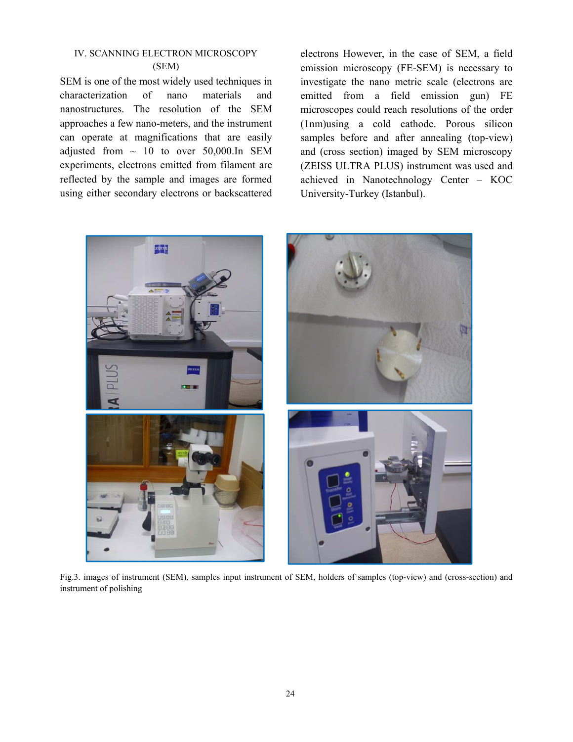## IV. SCANNING ELECTRON MICROSCOPY (SEM)

SEM is one of the most widely used techniques in characterization of nano materials and nanostructures. The resolution of the SEM approaches a few nano-meters, and the instrument can operate at magnifications that are easily adjusted from ~ 10 to over 50,000.In SEM experiments, electrons emitted from filament are reflected by the sample and images are formed using either secondary electrons or backscattered electrons However, in the case of SEM, a field emission microscopy (FE-SEM) is necessary to investigate the nano metric scale (electrons are emitted from a field emission gun) FE microscopes could reach resolutions of the order (1nm)using a cold cathode. Porous silicon samples before and after annealing (top-view) and (cross section) imaged by SEM microscopy (ZEISS ULTRA PLUS) instrument was used and achieved in Nanotechnology Center – KOC University-Turkey (Istanbul).

Fig.3. images of instrument (SEM), samples input instrument of SEM, holders of samples (top-view) and (cross-section) and instrument of polishing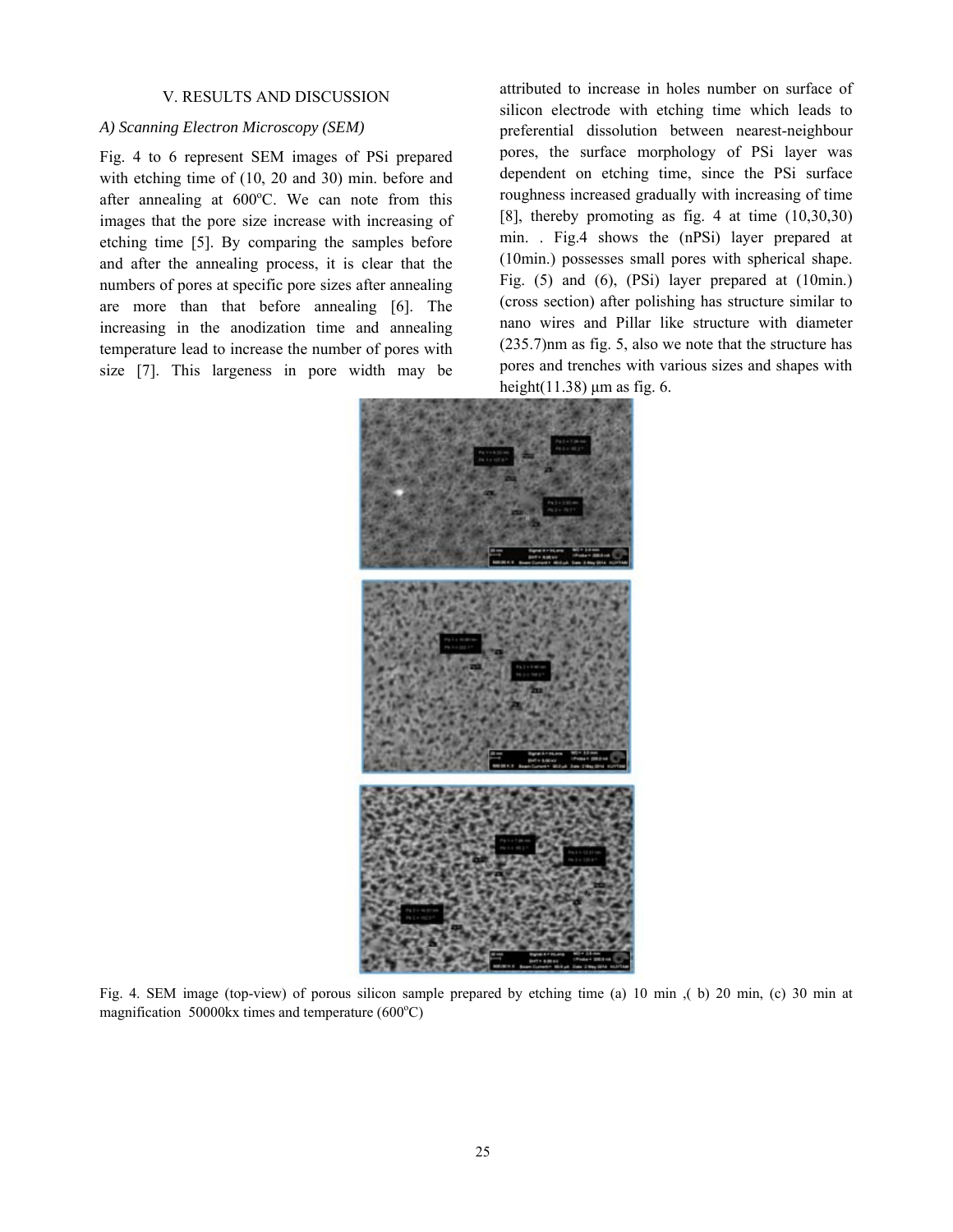## V. RESULTS AND DISCUSSION

### A) Scanning Electron Microscopy (SEM)

Fig. 4 to 6 represent SEM images of PSi prepared with etching time of (10, 20 and 30) min. before and after annealing at 600$^o$C. We can note from this images that the pore size increase with increasing of etching time [5]. By comparing the samples before and after the annealing process, it is clear that the numbers of pores at specific pore sizes after annealing are more than that before annealing [6]. The increasing in the anodization time and annealing temperature lead to increase the number of pores with size [7]. This largeness in pore width may be attributed to increase in holes number on surface of silicon electrode with etching time which leads to preferential dissolution between nearest-neighbour pores, the surface morphology of PSi layer was dependent on etching time, since the PSi surface roughness increased gradually with increasing of time [8], thereby promoting as fig. 4 at time (10,30,30) min. . Fig.4 shows the (nPSi) layer prepared at (10min.) possesses small pores with spherical shape. Fig. (5) and (6), (PSi) layer prepared at (10min.) (cross section) after polishing has structure similar to nano wires and Pillar like structure with diameter (235.7)nm as fig. 5, also we note that the structure has pores and trenches with various sizes and shapes with height(11.38) μm as fig. 6.

Fig. 4. SEM image (top-view) of porous silicon sample prepared by etching time (a) 10 min ,( b) 20 min, (c) 30 min at magnification 50000kx times and temperature (600$^o$C)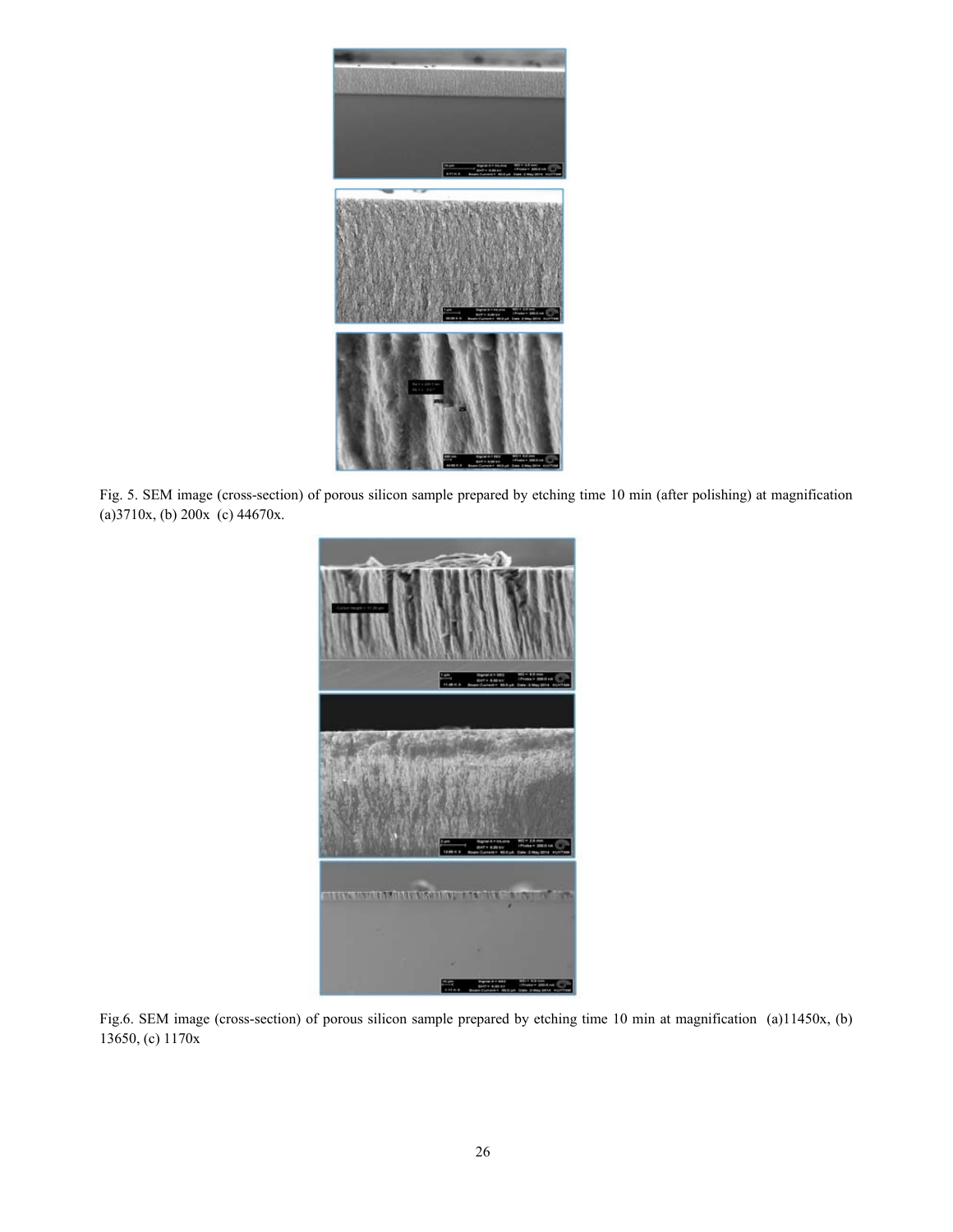Fig. 5. SEM image (cross-section) of porous silicon sample prepared by etching time 10 min (after polishing) at magnification (a)3710x, (b) 200x (c) 44670x.

Fig.6. SEM image (cross-section) of porous silicon sample prepared by etching time 10 min at magnification (a)11450x, (b) 13650, (c) 1170x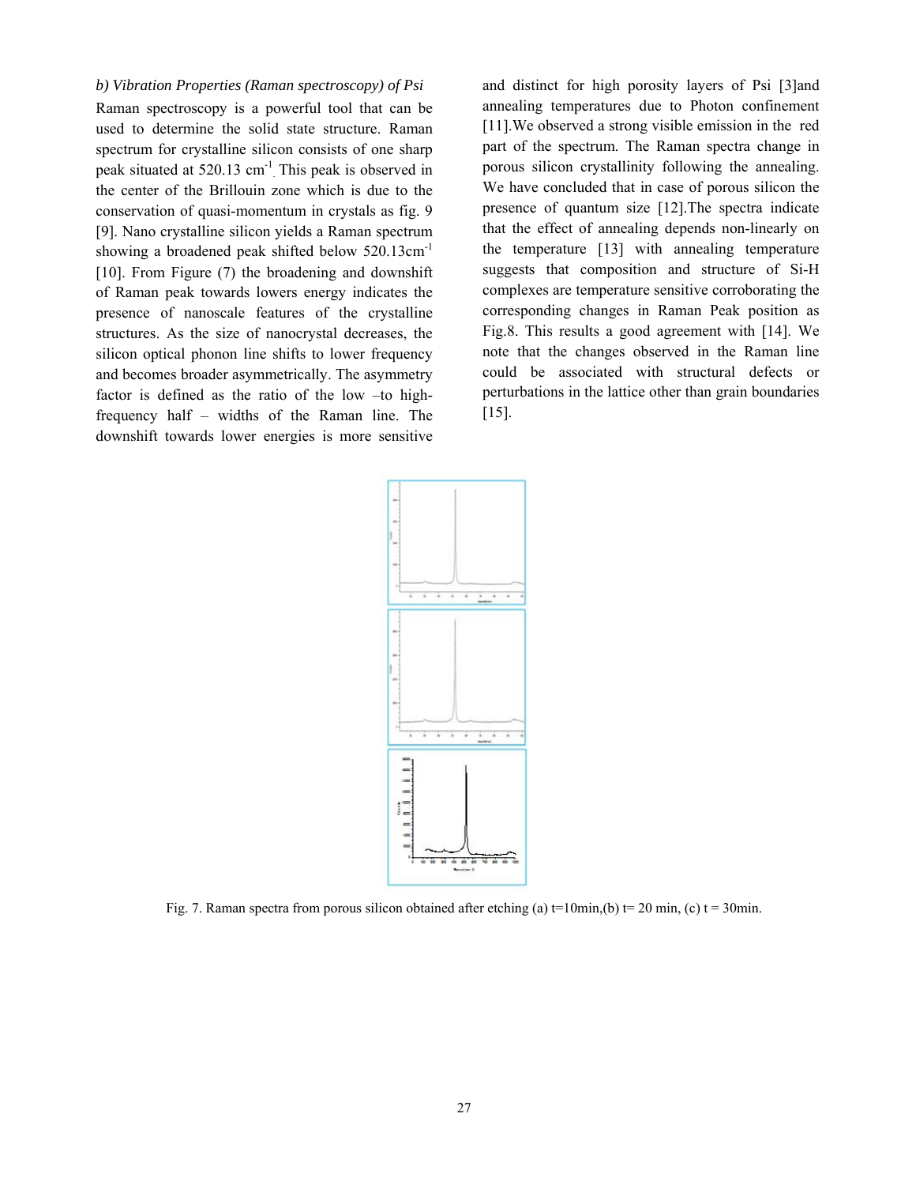*b) Vibration Properties (Raman spectroscopy) of Psi*

Raman spectroscopy is a powerful tool that can be used to determine the solid state structure. Raman spectrum for crystalline silicon consists of one sharp peak situated at 520.13 $cm^{-1}$. This peak is observed in the center of the Brillouin zone which is due to the conservation of quasi-momentum in crystals as fig. 9 [9]. Nano crystalline silicon yields a Raman spectrum showing a broadened peak shifted below 520.13$cm^{-1}$ [10]. From Figure (7) the broadening and downshift of Raman peak towards lowers energy indicates the presence of nanoscale features of the crystalline structures. As the size of nanocrystal decreases, the silicon optical phonon line shifts to lower frequency and becomes broader asymmetrically. The asymmetry factor is defined as the ratio of the low –to high-frequency half – widths of the Raman line. The downshift towards lower energies is more sensitive and distinct for high porosity layers of Psi [3]and annealing temperatures due to Photon confinement [11].We observed a strong visible emission in the red part of the spectrum. The Raman spectra change in porous silicon crystallinity following the annealing. We have concluded that in case of porous silicon the presence of quantum size [12].The spectra indicate that the effect of annealing depends non-linearly on the temperature [13] with annealing temperature suggests that composition and structure of Si-H complexes are temperature sensitive corroborating the corresponding changes in Raman Peak position as Fig.8. This results a good agreement with [14]. We note that the changes observed in the Raman line could be associated with structural defects or perturbations in the lattice other than grain boundaries [15].

Fig. 7. Raman spectra from porous silicon obtained after etching (a) t=10min,(b) t= 20 min, (c) t = 30min.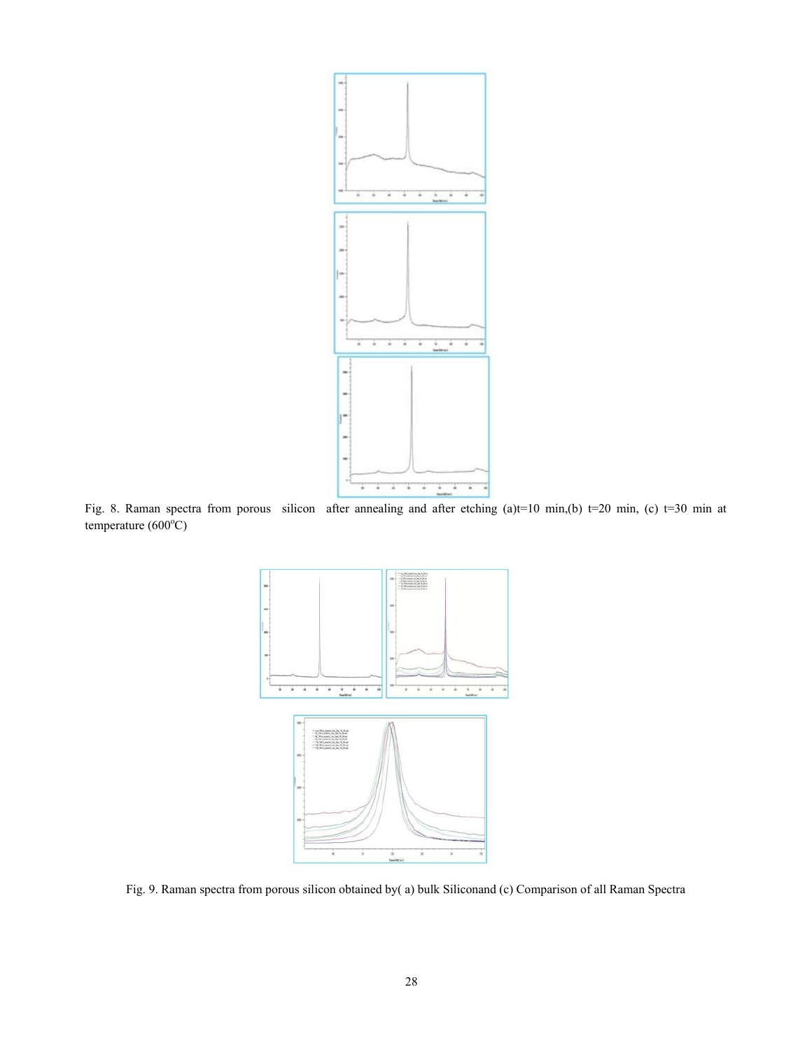Fig. 8. Raman spectra from porous silicon after annealing and after etching (a)t=10 min,(b) t=20 min, (c) t=30 min at temperature (600$^{o}$C)

Fig. 9. Raman spectra from porous silicon obtained by( a) bulk Siliconand (c) Comparison of all Raman Spectra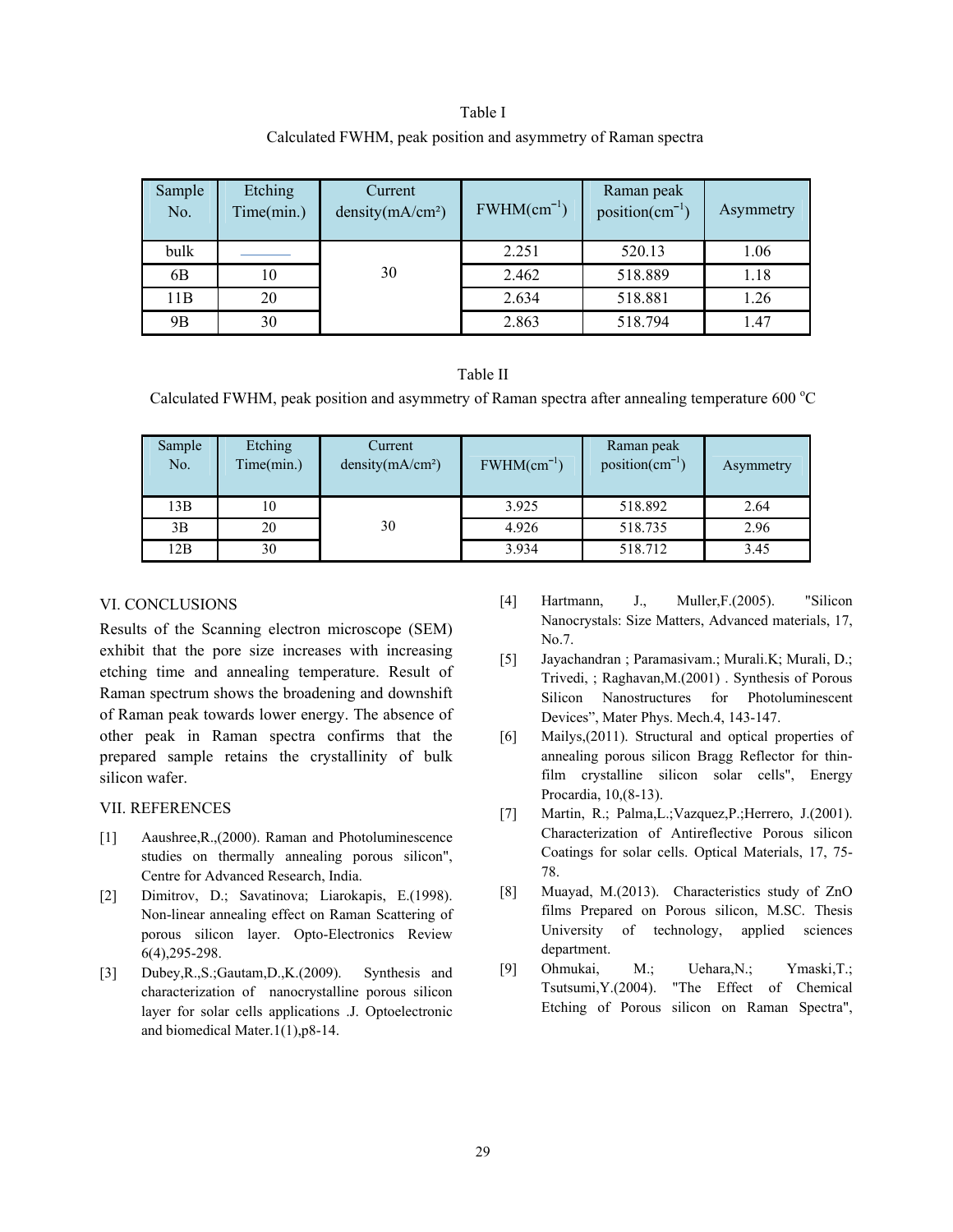Table I

Calculated FWHM, peak position and asymmetry of Raman spectra

| Sample No. | Etching Time(min.) | Current density(mA/cm²) | FWHM($cm^{-1}$) | Raman peak position($cm^{-1}$) | Asymmetry |
|---|---|---|---|---|---|
| bulk | ——— | 30 | 2.251 | 520.13 | 1.06 |
| 6B | 10 | | 2.462 | 518.889 | 1.18 |
| 11B | 20 | | 2.634 | 518.881 | 1.26 |
| 9B | 30 | | 2.863 | 518.794 | 1.47 |

Table II

Calculated FWHM, peak position and asymmetry of Raman spectra after annealing temperature 600 °C

| Sample No. | Etching Time(min.) | Current density(mA/cm²) | FWHM($cm^{-1}$) | Raman peak position($cm^{-1}$) | Asymmetry |
|---|---|---|---|---|---|
| 13B | 10 | 30 | 3.925 | 518.892 | 2.64 |
| 3B | 20 | | 4.926 | 518.735 | 2.96 |
| 12B | 30 | | 3.934 | 518.712 | 3.45 |

## VI. CONCLUSIONS

Results of the Scanning electron microscope (SEM) exhibit that the pore size increases with increasing etching time and annealing temperature. Result of Raman spectrum shows the broadening and downshift of Raman peak towards lower energy. The absence of other peak in Raman spectra confirms that the prepared sample retains the crystallinity of bulk silicon wafer.

## VII. REFERENCES

[1] Aaushree,R.,(2000). Raman and Photoluminescence studies on thermally annealing porous silicon", Centre for Advanced Research, India.

[2] Dimitrov, D.; Savatinova; Liarokapis, E.(1998). Non-linear annealing effect on Raman Scattering of porous silicon layer. Opto-Electronics Review 6(4),295-298.

[3] Dubey,R.,S.;Gautam,D.,K.(2009). Synthesis and characterization of nanocrystalline porous silicon layer for solar cells applications .J. Optoelectronic and biomedical Mater.1(1),p8-14.

[4] Hartmann, J., Muller,F.(2005). "Silicon Nanocrystals: Size Matters, Advanced materials, 17, No.7.

[5] Jayachandran ; Paramasivam.; Murali.K; Murali, D.; Trivedi, ; Raghavan,M.(2001) . Synthesis of Porous Silicon Nanostructures for Photoluminescent Devices", Mater Phys. Mech.4, 143-147.

[6] Mailys,(2011). Structural and optical properties of annealing porous silicon Bragg Reflector for thin-film crystalline silicon solar cells", Energy Procardia, 10,(8-13).

[7] Martin, R.; Palma,L.;Vazquez,P.;Herrero, J.(2001). Characterization of Antireflective Porous silicon Coatings for solar cells. Optical Materials, 17, 75-78.

[8] Muayad, M.(2013). Characteristics study of ZnO films Prepared on Porous silicon, M.SC. Thesis University of technology, applied sciences department.

[9] Ohmukai, M.; Uehara,N.; Ymaski,T.; Tsutsumi,Y.(2004). "The Effect of Chemical Etching of Porous silicon on Raman Spectra",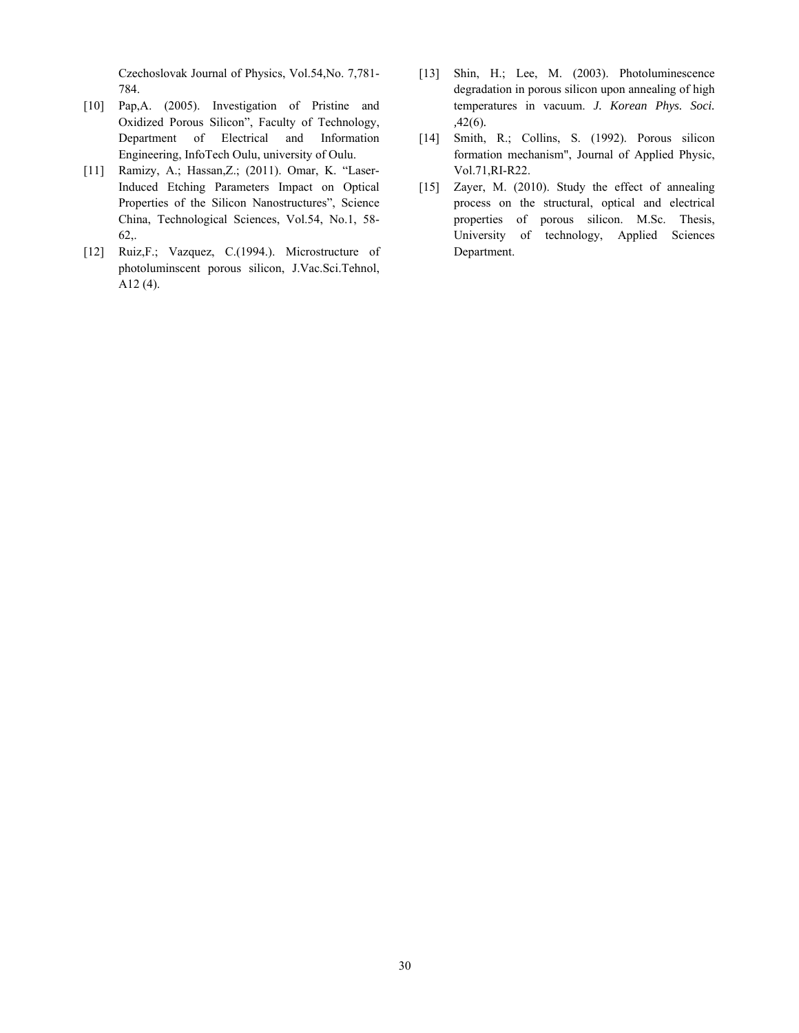Czechoslovak Journal of Physics, Vol.54,No. 7,781-784.

[10] Pap,A. (2005). Investigation of Pristine and Oxidized Porous Silicon", Faculty of Technology, Department of Electrical and Information Engineering, InfoTech Oulu, university of Oulu.

[11] Ramizy, A.; Hassan,Z.; (2011). Omar, K. "Laser-Induced Etching Parameters Impact on Optical Properties of the Silicon Nanostructures", Science China, Technological Sciences, Vol.54, No.1, 58-62,.

[12] Ruiz,F.; Vazquez, C.(1994.). Microstructure of photoluminscent porous silicon, J.Vac.Sci.Tehnol, A12 (4).

[13] Shin, H.; Lee, M. (2003). Photoluminescence degradation in porous silicon upon annealing of high temperatures in vacuum. *J. Korean Phys. Soci.* ,42(6).

[14] Smith, R.; Collins, S. (1992). Porous silicon formation mechanism", Journal of Applied Physic, Vol.71,RI-R22.

[15] Zayer, M. (2010). Study the effect of annealing process on the structural, optical and electrical properties of porous silicon. M.Sc. Thesis, University of technology, Applied Sciences Department.